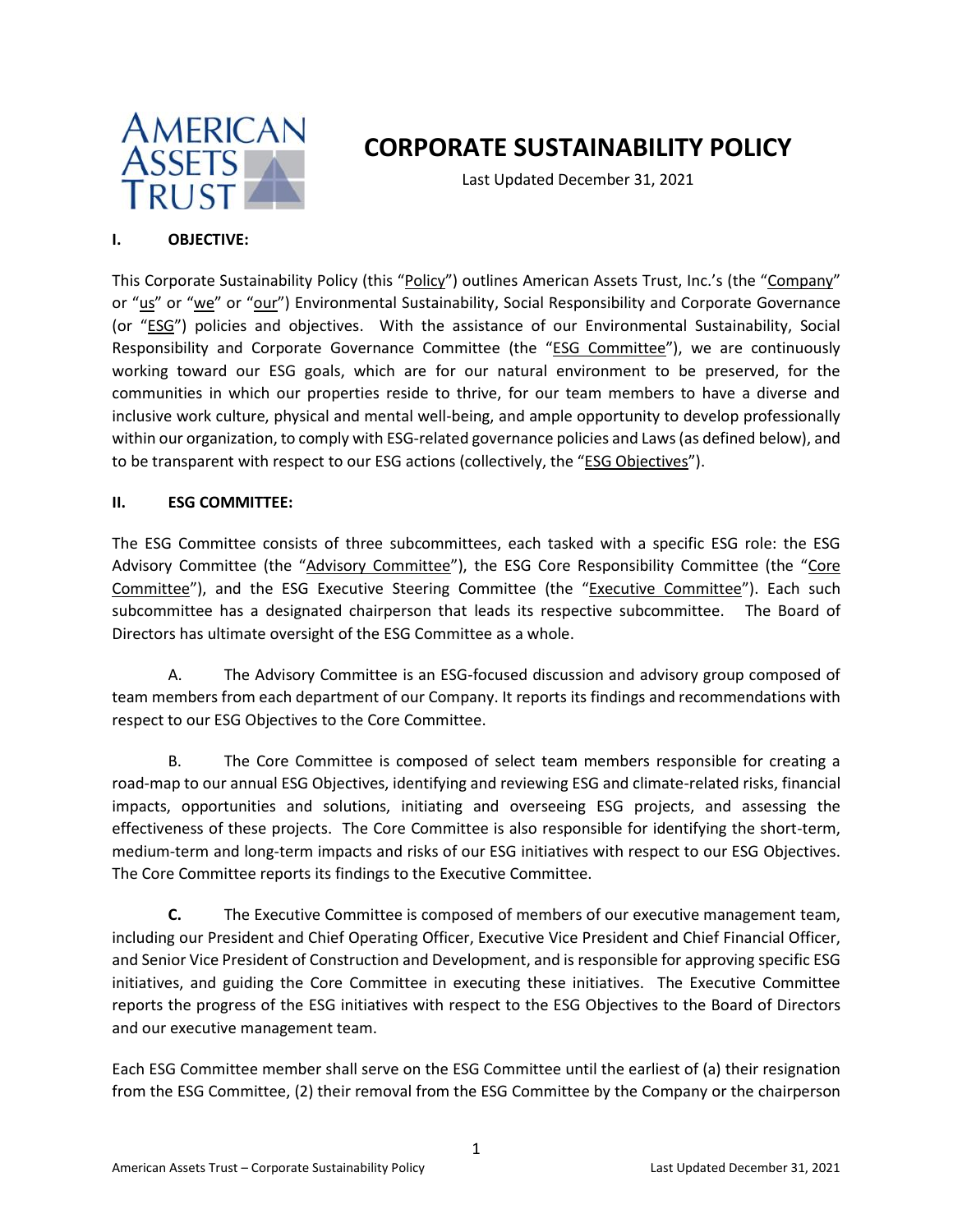# CORPORATE SUSTAINABILITY POLICY

Last Updated December 31, 2021

## I. OBJECTIVE:

This Corporate Sustainability Policy (this "Policy") outlines American Assets Trust, Inc.'s (the "Company" or "us" or "we" or "our") Environmental Sustainability, Social Responsibility and Corporate Governance (or "ESG") policies and objectives. With the assistance of our Environmental Sustainability, Social Responsibility and Corporate Governance Committee (the "ESG Committee"), we are continuously working toward our ESG goals, which are for our natural environment to be preserved, for the communities in which our properties reside to thrive, for our team members to have a diverse and inclusive work culture, physical and mental well-being, and ample opportunity to develop professionally within our organization, to comply with ESG-related governance policies and Laws (as defined below), and to be transparent with respect to our ESG actions (collectively, the "ESG Objectives").

## II. ESG COMMITTEE:

The ESG Committee consists of three subcommittees, each tasked with a specific ESG role: the ESG Advisory Committee (the "Advisory Committee"), the ESG Core Responsibility Committee (the "Core Committee"), and the ESG Executive Steering Committee (the "Executive Committee"). Each such subcommittee has a designated chairperson that leads its respective subcommittee. The Board of Directors has ultimate oversight of the ESG Committee as a whole.

A. The Advisory Committee is an ESG-focused discussion and advisory group composed of team members from each department of our Company. It reports its findings and recommendations with respect to our ESG Objectives to the Core Committee.

B. The Core Committee is composed of select team members responsible for creating a road-map to our annual ESG Objectives, identifying and reviewing ESG and climate-related risks, financial impacts, opportunities and solutions, initiating and overseeing ESG projects, and assessing the effectiveness of these projects. The Core Committee is also responsible for identifying the short-term, medium-term and long-term impacts and risks of our ESG initiatives with respect to our ESG Objectives. The Core Committee reports its findings to the Executive Committee.

**C.** The Executive Committee is composed of members of our executive management team, including our President and Chief Operating Officer, Executive Vice President and Chief Financial Officer, and Senior Vice President of Construction and Development, and is responsible for approving specific ESG initiatives, and guiding the Core Committee in executing these initiatives. The Executive Committee reports the progress of the ESG initiatives with respect to the ESG Objectives to the Board of Directors and our executive management team.

Each ESG Committee member shall serve on the ESG Committee until the earliest of (a) their resignation from the ESG Committee, (2) their removal from the ESG Committee by the Company or the chairperson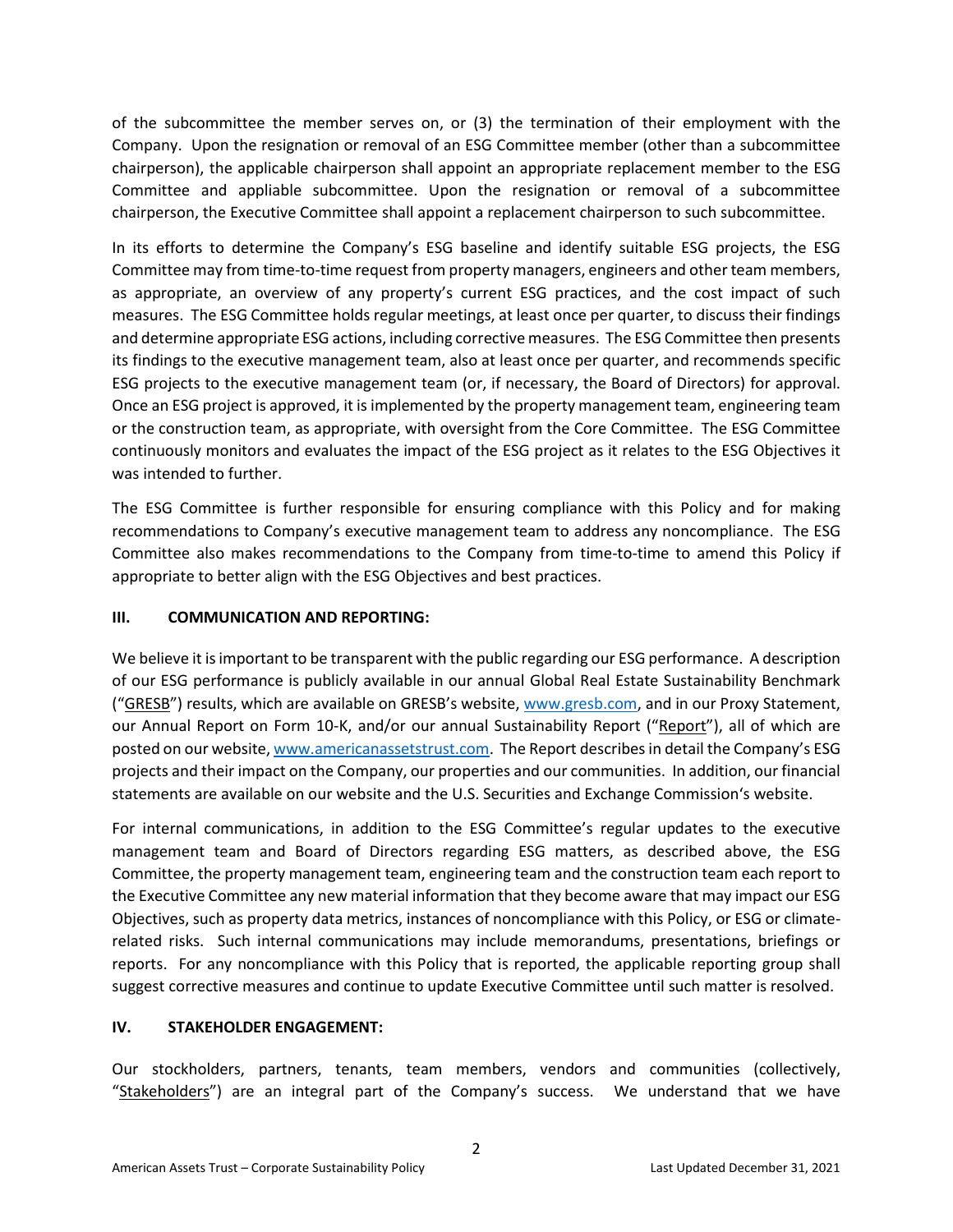of the subcommittee the member serves on, or (3) the termination of their employment with the Company. Upon the resignation or removal of an ESG Committee member (other than a subcommittee chairperson), the applicable chairperson shall appoint an appropriate replacement member to the ESG Committee and appliable subcommittee. Upon the resignation or removal of a subcommittee chairperson, the Executive Committee shall appoint a replacement chairperson to such subcommittee.

In its efforts to determine the Company's ESG baseline and identify suitable ESG projects, the ESG Committee may from time-to-time request from property managers, engineers and other team members, as appropriate, an overview of any property's current ESG practices, and the cost impact of such measures. The ESG Committee holds regular meetings, at least once per quarter, to discuss their findings and determine appropriate ESG actions, including corrective measures. The ESG Committee then presents its findings to the executive management team, also at least once per quarter, and recommends specific ESG projects to the executive management team (or, if necessary, the Board of Directors) for approval. Once an ESG project is approved, it is implemented by the property management team, engineering team or the construction team, as appropriate, with oversight from the Core Committee. The ESG Committee continuously monitors and evaluates the impact of the ESG project as it relates to the ESG Objectives it was intended to further.

The ESG Committee is further responsible for ensuring compliance with this Policy and for making recommendations to Company's executive management team to address any noncompliance. The ESG Committee also makes recommendations to the Company from time-to-time to amend this Policy if appropriate to better align with the ESG Objectives and best practices.

## III. COMMUNICATION AND REPORTING:

We believe it is important to be transparent with the public regarding our ESG performance. A description of our ESG performance is publicly available in our annual Global Real Estate Sustainability Benchmark ("GRESB") results, which are available on GRESB's website, www.gresb.com, and in our Proxy Statement, our Annual Report on Form 10-K, and/or our annual Sustainability Report ("Report"), all of which are posted on our website, www.americanassetstrust.com. The Report describes in detail the Company's ESG projects and their impact on the Company, our properties and our communities. In addition, our financial statements are available on our website and the U.S. Securities and Exchange Commission's website.

For internal communications, in addition to the ESG Committee's regular updates to the executive management team and Board of Directors regarding ESG matters, as described above, the ESG Committee, the property management team, engineering team and the construction team each report to the Executive Committee any new material information that they become aware that may impact our ESG Objectives, such as property data metrics, instances of noncompliance with this Policy, or ESG or climate-related risks. Such internal communications may include memorandums, presentations, briefings or reports. For any noncompliance with this Policy that is reported, the applicable reporting group shall suggest corrective measures and continue to update Executive Committee until such matter is resolved.

## IV. STAKEHOLDER ENGAGEMENT:

Our stockholders, partners, tenants, team members, vendors and communities (collectively, "Stakeholders") are an integral part of the Company's success. We understand that we have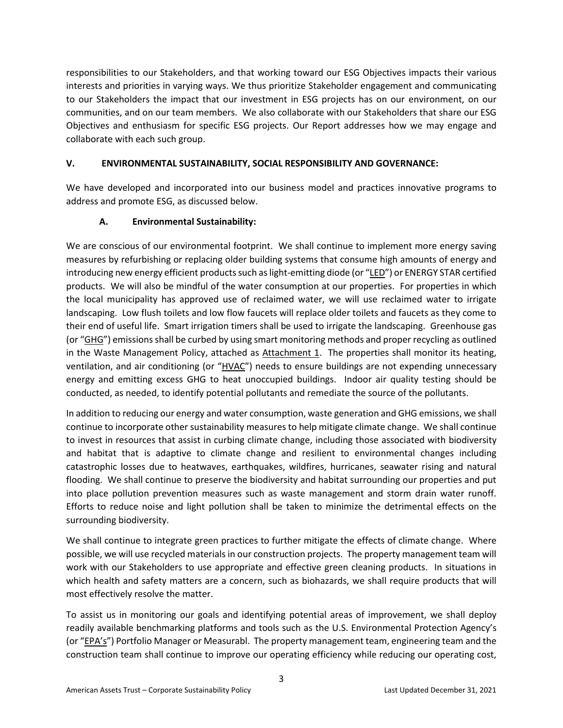responsibilities to our Stakeholders, and that working toward our ESG Objectives impacts their various interests and priorities in varying ways. We thus prioritize Stakeholder engagement and communicating to our Stakeholders the impact that our investment in ESG projects has on our environment, on our communities, and on our team members. We also collaborate with our Stakeholders that share our ESG Objectives and enthusiasm for specific ESG projects. Our Report addresses how we may engage and collaborate with each such group.

## V. ENVIRONMENTAL SUSTAINABILITY, SOCIAL RESPONSIBILITY AND GOVERNANCE:

We have developed and incorporated into our business model and practices innovative programs to address and promote ESG, as discussed below.

### A. Environmental Sustainability:

We are conscious of our environmental footprint. We shall continue to implement more energy saving measures by refurbishing or replacing older building systems that consume high amounts of energy and introducing new energy efficient products such as light-emitting diode (or "LED") or ENERGY STAR certified products. We will also be mindful of the water consumption at our properties. For properties in which the local municipality has approved use of reclaimed water, we will use reclaimed water to irrigate landscaping. Low flush toilets and low flow faucets will replace older toilets and faucets as they come to their end of useful life. Smart irrigation timers shall be used to irrigate the landscaping. Greenhouse gas (or "GHG") emissions shall be curbed by using smart monitoring methods and proper recycling as outlined in the Waste Management Policy, attached as Attachment 1. The properties shall monitor its heating, ventilation, and air conditioning (or "HVAC") needs to ensure buildings are not expending unnecessary energy and emitting excess GHG to heat unoccupied buildings. Indoor air quality testing should be conducted, as needed, to identify potential pollutants and remediate the source of the pollutants.

In addition to reducing our energy and water consumption, waste generation and GHG emissions, we shall continue to incorporate other sustainability measures to help mitigate climate change. We shall continue to invest in resources that assist in curbing climate change, including those associated with biodiversity and habitat that is adaptive to climate change and resilient to environmental changes including catastrophic losses due to heatwaves, earthquakes, wildfires, hurricanes, seawater rising and natural flooding. We shall continue to preserve the biodiversity and habitat surrounding our properties and put into place pollution prevention measures such as waste management and storm drain water runoff. Efforts to reduce noise and light pollution shall be taken to minimize the detrimental effects on the surrounding biodiversity.

We shall continue to integrate green practices to further mitigate the effects of climate change. Where possible, we will use recycled materials in our construction projects. The property management team will work with our Stakeholders to use appropriate and effective green cleaning products. In situations in which health and safety matters are a concern, such as biohazards, we shall require products that will most effectively resolve the matter.

To assist us in monitoring our goals and identifying potential areas of improvement, we shall deploy readily available benchmarking platforms and tools such as the U.S. Environmental Protection Agency's (or "EPA's") Portfolio Manager or Measurabl. The property management team, engineering team and the construction team shall continue to improve our operating efficiency while reducing our operating cost,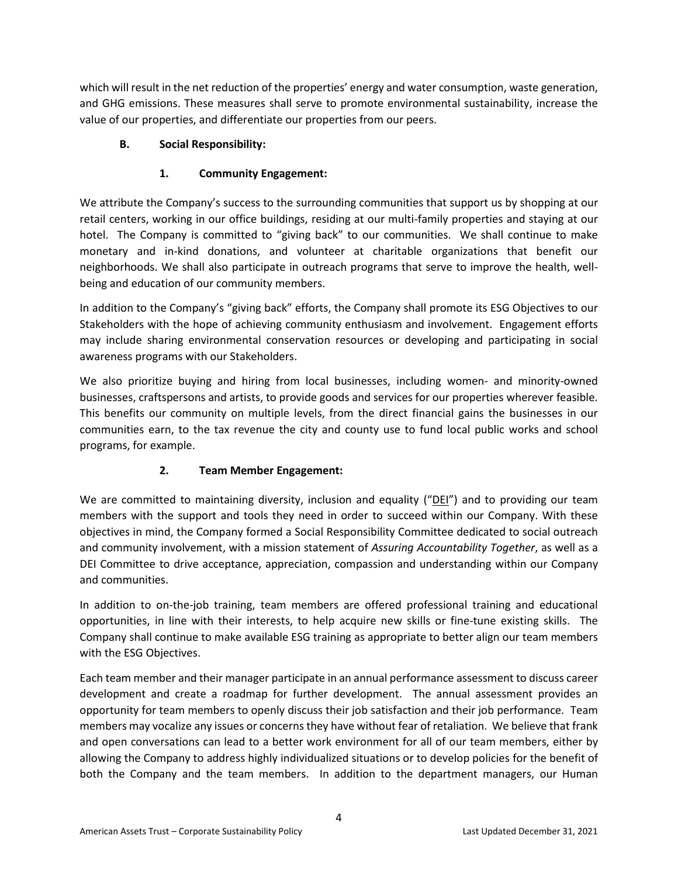which will result in the net reduction of the properties' energy and water consumption, waste generation, and GHG emissions. These measures shall serve to promote environmental sustainability, increase the value of our properties, and differentiate our properties from our peers.

### B. Social Responsibility:

#### 1. Community Engagement:

We attribute the Company's success to the surrounding communities that support us by shopping at our retail centers, working in our office buildings, residing at our multi-family properties and staying at our hotel. The Company is committed to "giving back" to our communities. We shall continue to make monetary and in-kind donations, and volunteer at charitable organizations that benefit our neighborhoods. We shall also participate in outreach programs that serve to improve the health, well-being and education of our community members.

In addition to the Company's "giving back" efforts, the Company shall promote its ESG Objectives to our Stakeholders with the hope of achieving community enthusiasm and involvement. Engagement efforts may include sharing environmental conservation resources or developing and participating in social awareness programs with our Stakeholders.

We also prioritize buying and hiring from local businesses, including women- and minority-owned businesses, craftspersons and artists, to provide goods and services for our properties wherever feasible. This benefits our community on multiple levels, from the direct financial gains the businesses in our communities earn, to the tax revenue the city and county use to fund local public works and school programs, for example.

#### 2. Team Member Engagement:

We are committed to maintaining diversity, inclusion and equality ("DEI") and to providing our team members with the support and tools they need in order to succeed within our Company. With these objectives in mind, the Company formed a Social Responsibility Committee dedicated to social outreach and community involvement, with a mission statement of *Assuring Accountability Together*, as well as a DEI Committee to drive acceptance, appreciation, compassion and understanding within our Company and communities.

In addition to on-the-job training, team members are offered professional training and educational opportunities, in line with their interests, to help acquire new skills or fine-tune existing skills. The Company shall continue to make available ESG training as appropriate to better align our team members with the ESG Objectives.

Each team member and their manager participate in an annual performance assessment to discuss career development and create a roadmap for further development. The annual assessment provides an opportunity for team members to openly discuss their job satisfaction and their job performance. Team members may vocalize any issues or concerns they have without fear of retaliation. We believe that frank and open conversations can lead to a better work environment for all of our team members, either by allowing the Company to address highly individualized situations or to develop policies for the benefit of both the Company and the team members. In addition to the department managers, our Human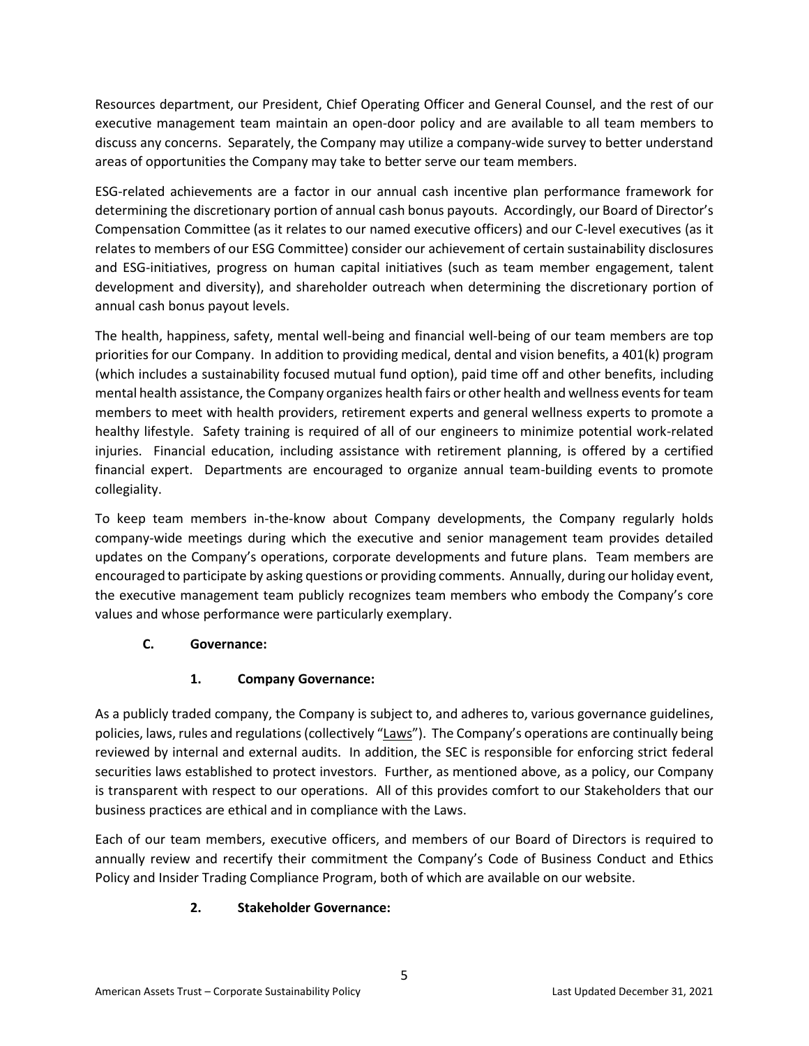Resources department, our President, Chief Operating Officer and General Counsel, and the rest of our executive management team maintain an open-door policy and are available to all team members to discuss any concerns. Separately, the Company may utilize a company-wide survey to better understand areas of opportunities the Company may take to better serve our team members.

ESG-related achievements are a factor in our annual cash incentive plan performance framework for determining the discretionary portion of annual cash bonus payouts. Accordingly, our Board of Director's Compensation Committee (as it relates to our named executive officers) and our C-level executives (as it relates to members of our ESG Committee) consider our achievement of certain sustainability disclosures and ESG-initiatives, progress on human capital initiatives (such as team member engagement, talent development and diversity), and shareholder outreach when determining the discretionary portion of annual cash bonus payout levels.

The health, happiness, safety, mental well-being and financial well-being of our team members are top priorities for our Company. In addition to providing medical, dental and vision benefits, a 401(k) program (which includes a sustainability focused mutual fund option), paid time off and other benefits, including mental health assistance, the Company organizes health fairs or other health and wellness events for team members to meet with health providers, retirement experts and general wellness experts to promote a healthy lifestyle. Safety training is required of all of our engineers to minimize potential work-related injuries. Financial education, including assistance with retirement planning, is offered by a certified financial expert. Departments are encouraged to organize annual team-building events to promote collegiality.

To keep team members in-the-know about Company developments, the Company regularly holds company-wide meetings during which the executive and senior management team provides detailed updates on the Company's operations, corporate developments and future plans. Team members are encouraged to participate by asking questions or providing comments. Annually, during our holiday event, the executive management team publicly recognizes team members who embody the Company's core values and whose performance were particularly exemplary.

## C. Governance:

### 1. Company Governance:

As a publicly traded company, the Company is subject to, and adheres to, various governance guidelines, policies, laws, rules and regulations (collectively "Laws"). The Company's operations are continually being reviewed by internal and external audits. In addition, the SEC is responsible for enforcing strict federal securities laws established to protect investors. Further, as mentioned above, as a policy, our Company is transparent with respect to our operations. All of this provides comfort to our Stakeholders that our business practices are ethical and in compliance with the Laws.

Each of our team members, executive officers, and members of our Board of Directors is required to annually review and recertify their commitment the Company's Code of Business Conduct and Ethics Policy and Insider Trading Compliance Program, both of which are available on our website.

### 2. Stakeholder Governance: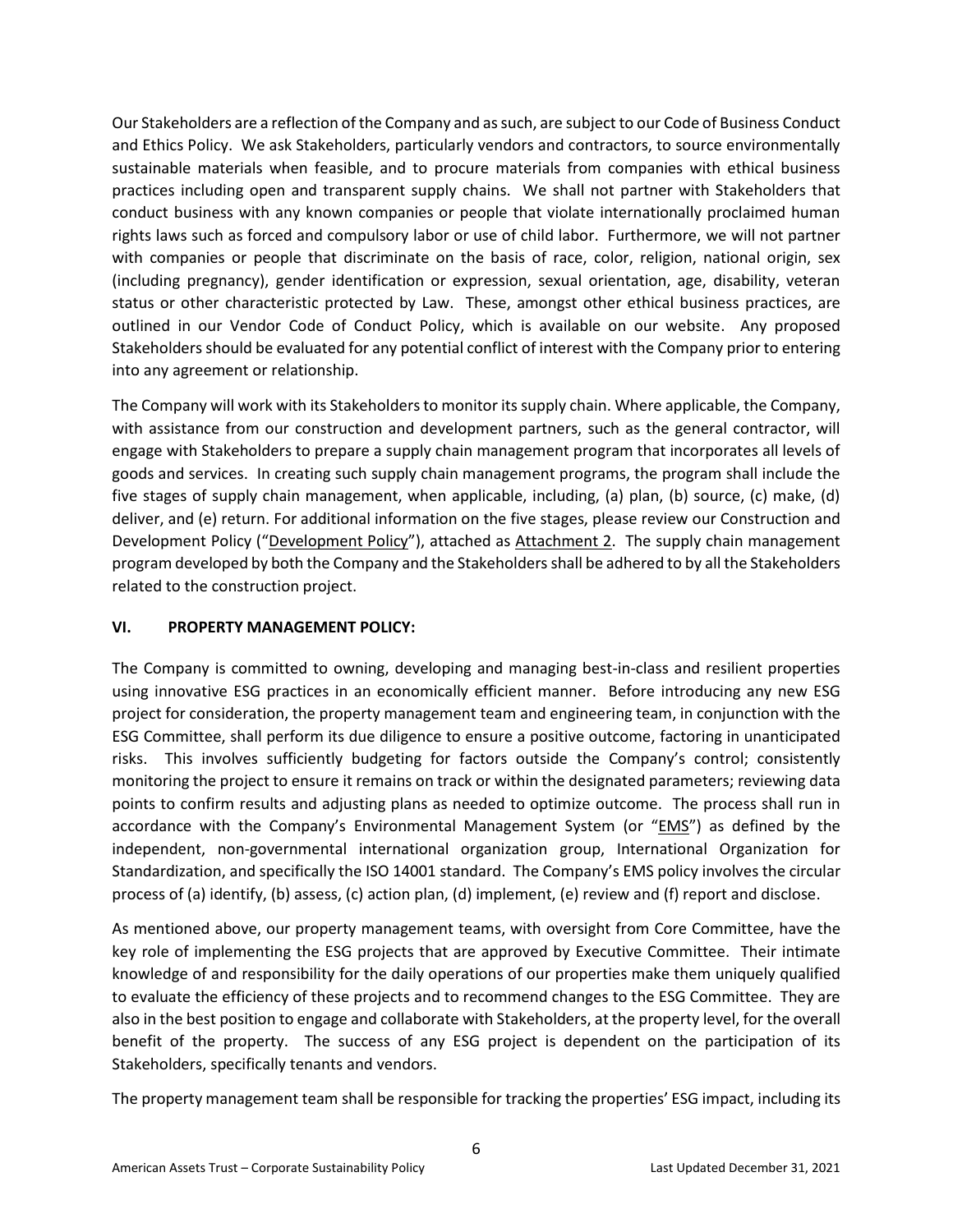Our Stakeholders are a reflection of the Company and as such, are subject to our Code of Business Conduct and Ethics Policy. We ask Stakeholders, particularly vendors and contractors, to source environmentally sustainable materials when feasible, and to procure materials from companies with ethical business practices including open and transparent supply chains. We shall not partner with Stakeholders that conduct business with any known companies or people that violate internationally proclaimed human rights laws such as forced and compulsory labor or use of child labor. Furthermore, we will not partner with companies or people that discriminate on the basis of race, color, religion, national origin, sex (including pregnancy), gender identification or expression, sexual orientation, age, disability, veteran status or other characteristic protected by Law. These, amongst other ethical business practices, are outlined in our Vendor Code of Conduct Policy, which is available on our website. Any proposed Stakeholders should be evaluated for any potential conflict of interest with the Company prior to entering into any agreement or relationship.

The Company will work with its Stakeholders to monitor its supply chain. Where applicable, the Company, with assistance from our construction and development partners, such as the general contractor, will engage with Stakeholders to prepare a supply chain management program that incorporates all levels of goods and services. In creating such supply chain management programs, the program shall include the five stages of supply chain management, when applicable, including, (a) plan, (b) source, (c) make, (d) deliver, and (e) return. For additional information on the five stages, please review our Construction and Development Policy ("Development Policy"), attached as Attachment 2. The supply chain management program developed by both the Company and the Stakeholders shall be adhered to by all the Stakeholders related to the construction project.

## VI. PROPERTY MANAGEMENT POLICY:

The Company is committed to owning, developing and managing best-in-class and resilient properties using innovative ESG practices in an economically efficient manner. Before introducing any new ESG project for consideration, the property management team and engineering team, in conjunction with the ESG Committee, shall perform its due diligence to ensure a positive outcome, factoring in unanticipated risks. This involves sufficiently budgeting for factors outside the Company's control; consistently monitoring the project to ensure it remains on track or within the designated parameters; reviewing data points to confirm results and adjusting plans as needed to optimize outcome. The process shall run in accordance with the Company's Environmental Management System (or "EMS") as defined by the independent, non-governmental international organization group, International Organization for Standardization, and specifically the ISO 14001 standard. The Company's EMS policy involves the circular process of (a) identify, (b) assess, (c) action plan, (d) implement, (e) review and (f) report and disclose.

As mentioned above, our property management teams, with oversight from Core Committee, have the key role of implementing the ESG projects that are approved by Executive Committee. Their intimate knowledge of and responsibility for the daily operations of our properties make them uniquely qualified to evaluate the efficiency of these projects and to recommend changes to the ESG Committee. They are also in the best position to engage and collaborate with Stakeholders, at the property level, for the overall benefit of the property. The success of any ESG project is dependent on the participation of its Stakeholders, specifically tenants and vendors.

The property management team shall be responsible for tracking the properties' ESG impact, including its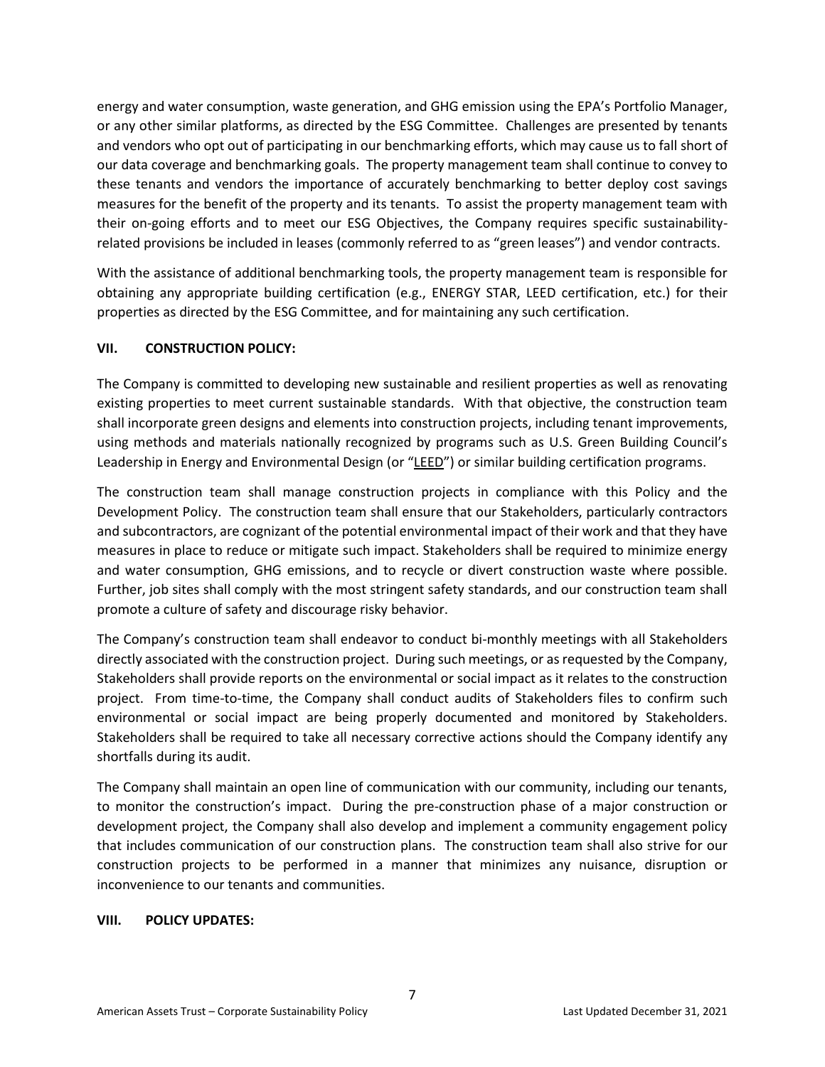energy and water consumption, waste generation, and GHG emission using the EPA's Portfolio Manager, or any other similar platforms, as directed by the ESG Committee. Challenges are presented by tenants and vendors who opt out of participating in our benchmarking efforts, which may cause us to fall short of our data coverage and benchmarking goals. The property management team shall continue to convey to these tenants and vendors the importance of accurately benchmarking to better deploy cost savings measures for the benefit of the property and its tenants. To assist the property management team with their on-going efforts and to meet our ESG Objectives, the Company requires specific sustainability-related provisions be included in leases (commonly referred to as "green leases") and vendor contracts.

With the assistance of additional benchmarking tools, the property management team is responsible for obtaining any appropriate building certification (e.g., ENERGY STAR, LEED certification, etc.) for their properties as directed by the ESG Committee, and for maintaining any such certification.

## VII. CONSTRUCTION POLICY:

The Company is committed to developing new sustainable and resilient properties as well as renovating existing properties to meet current sustainable standards. With that objective, the construction team shall incorporate green designs and elements into construction projects, including tenant improvements, using methods and materials nationally recognized by programs such as U.S. Green Building Council's Leadership in Energy and Environmental Design (or "LEED") or similar building certification programs.

The construction team shall manage construction projects in compliance with this Policy and the Development Policy. The construction team shall ensure that our Stakeholders, particularly contractors and subcontractors, are cognizant of the potential environmental impact of their work and that they have measures in place to reduce or mitigate such impact. Stakeholders shall be required to minimize energy and water consumption, GHG emissions, and to recycle or divert construction waste where possible. Further, job sites shall comply with the most stringent safety standards, and our construction team shall promote a culture of safety and discourage risky behavior.

The Company's construction team shall endeavor to conduct bi-monthly meetings with all Stakeholders directly associated with the construction project. During such meetings, or as requested by the Company, Stakeholders shall provide reports on the environmental or social impact as it relates to the construction project. From time-to-time, the Company shall conduct audits of Stakeholders files to confirm such environmental or social impact are being properly documented and monitored by Stakeholders. Stakeholders shall be required to take all necessary corrective actions should the Company identify any shortfalls during its audit.

The Company shall maintain an open line of communication with our community, including our tenants, to monitor the construction's impact. During the pre-construction phase of a major construction or development project, the Company shall also develop and implement a community engagement policy that includes communication of our construction plans. The construction team shall also strive for our construction projects to be performed in a manner that minimizes any nuisance, disruption or inconvenience to our tenants and communities.

## VIII. POLICY UPDATES: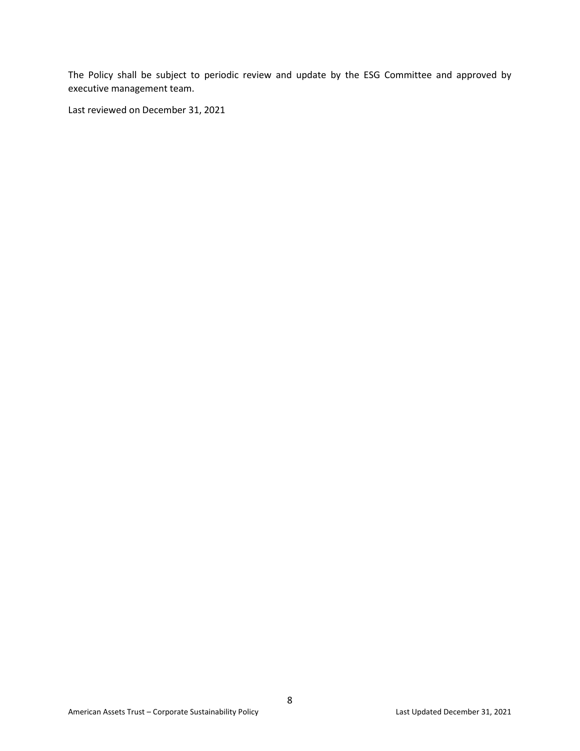The Policy shall be subject to periodic review and update by the ESG Committee and approved by executive management team.

Last reviewed on December 31, 2021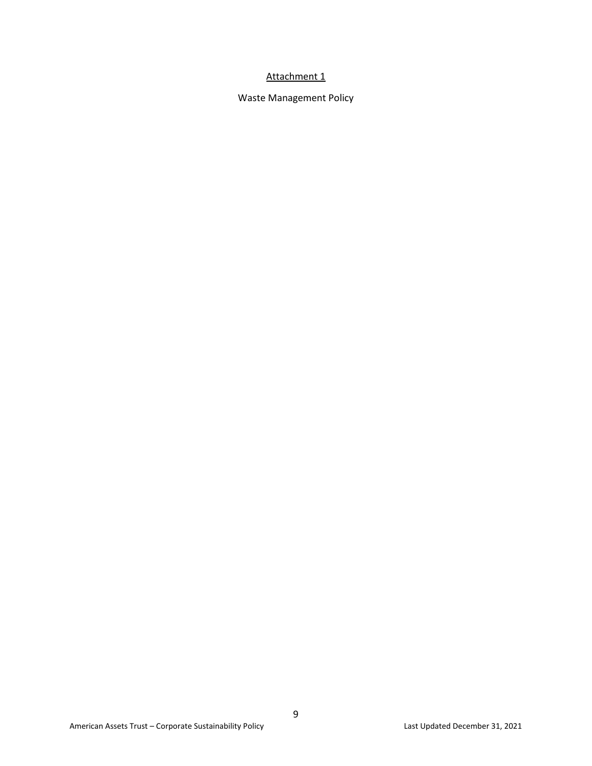<u>Attachment 1</u>

Waste Management Policy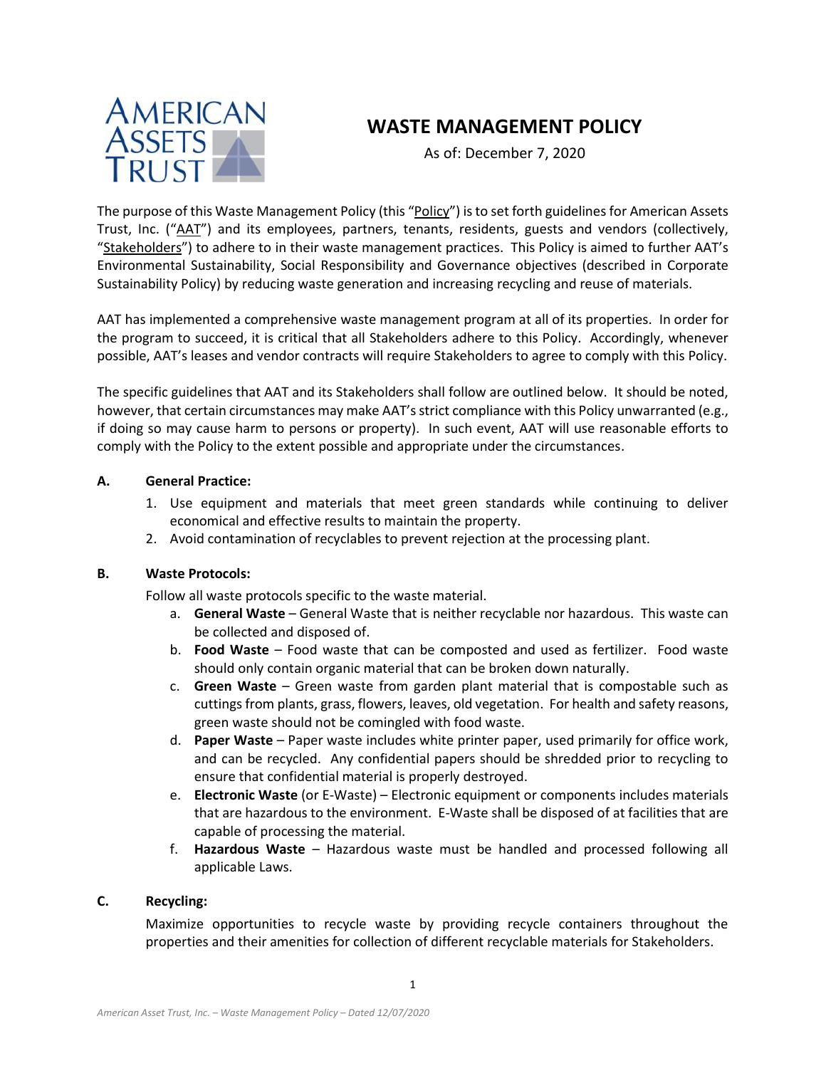# WASTE MANAGEMENT POLICY

As of: December 7, 2020

The purpose of this Waste Management Policy (this "Policy") is to set forth guidelines for American Assets Trust, Inc. ("AAT") and its employees, partners, tenants, residents, guests and vendors (collectively, "Stakeholders") to adhere to in their waste management practices. This Policy is aimed to further AAT's Environmental Sustainability, Social Responsibility and Governance objectives (described in Corporate Sustainability Policy) by reducing waste generation and increasing recycling and reuse of materials.

AAT has implemented a comprehensive waste management program at all of its properties. In order for the program to succeed, it is critical that all Stakeholders adhere to this Policy. Accordingly, whenever possible, AAT's leases and vendor contracts will require Stakeholders to agree to comply with this Policy.

The specific guidelines that AAT and its Stakeholders shall follow are outlined below. It should be noted, however, that certain circumstances may make AAT's strict compliance with this Policy unwarranted (e.g., if doing so may cause harm to persons or property). In such event, AAT will use reasonable efforts to comply with the Policy to the extent possible and appropriate under the circumstances.

**A. General Practice:**

1. Use equipment and materials that meet green standards while continuing to deliver economical and effective results to maintain the property.
2. Avoid contamination of recyclables to prevent rejection at the processing plant.

**B. Waste Protocols:**

Follow all waste protocols specific to the waste material.

a. **General Waste** – General Waste that is neither recyclable nor hazardous. This waste can be collected and disposed of.

b. **Food Waste** – Food waste that can be composted and used as fertilizer. Food waste should only contain organic material that can be broken down naturally.

c. **Green Waste** – Green waste from garden plant material that is compostable such as cuttings from plants, grass, flowers, leaves, old vegetation. For health and safety reasons, green waste should not be comingled with food waste.

d. **Paper Waste** – Paper waste includes white printer paper, used primarily for office work, and can be recycled. Any confidential papers should be shredded prior to recycling to ensure that confidential material is properly destroyed.

e. **Electronic Waste** (or E-Waste) – Electronic equipment or components includes materials that are hazardous to the environment. E-Waste shall be disposed of at facilities that are capable of processing the material.

f. **Hazardous Waste** – Hazardous waste must be handled and processed following all applicable Laws.

**C. Recycling:**

Maximize opportunities to recycle waste by providing recycle containers throughout the properties and their amenities for collection of different recyclable materials for Stakeholders.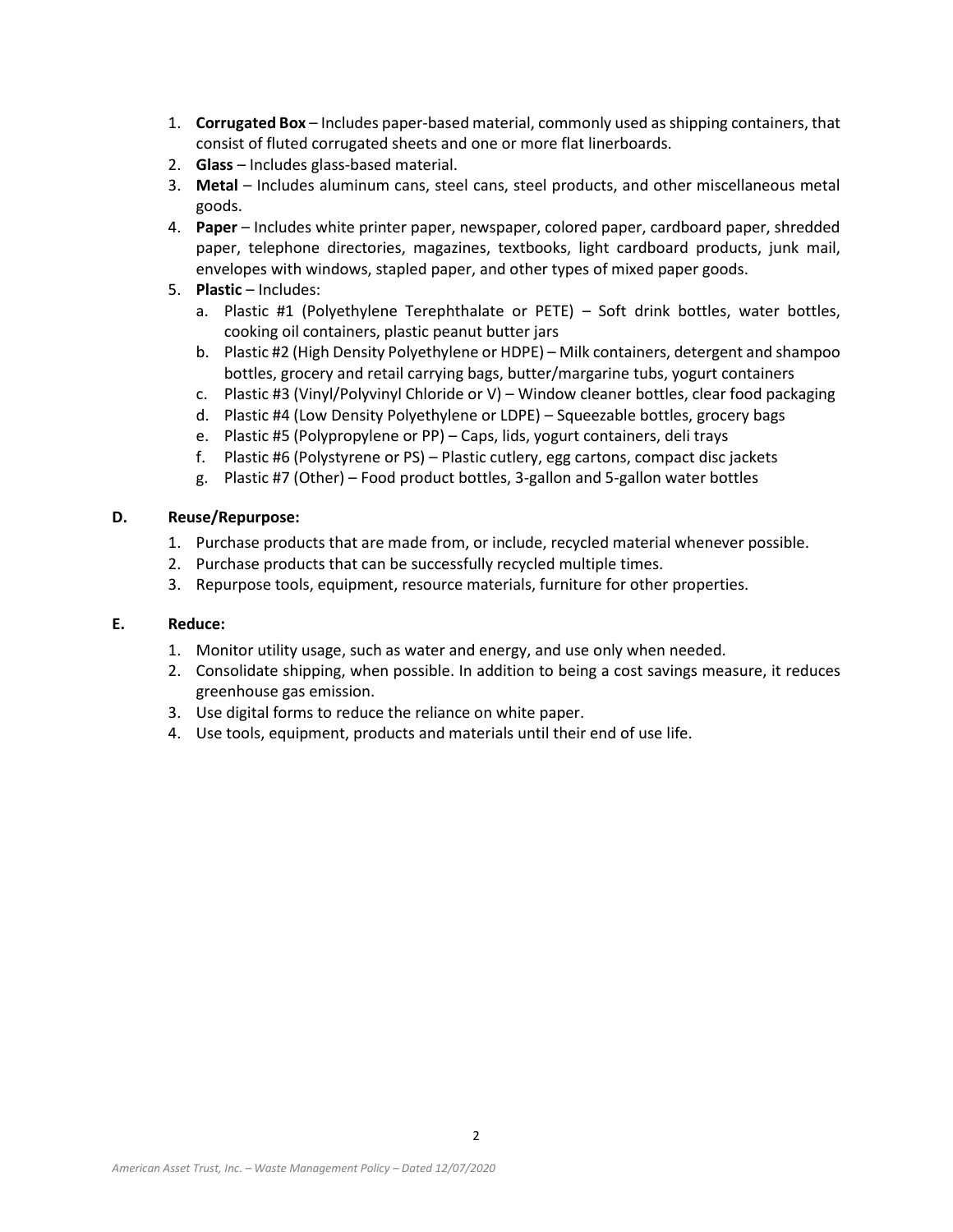1. **Corrugated Box** – Includes paper-based material, commonly used as shipping containers, that consist of fluted corrugated sheets and one or more flat linerboards.
2. **Glass** – Includes glass-based material.
3. **Metal** – Includes aluminum cans, steel cans, steel products, and other miscellaneous metal goods.
4. **Paper** – Includes white printer paper, newspaper, colored paper, cardboard paper, shredded paper, telephone directories, magazines, textbooks, light cardboard products, junk mail, envelopes with windows, stapled paper, and other types of mixed paper goods.
5. **Plastic** – Includes:
   a. Plastic #1 (Polyethylene Terephthalate or PETE) – Soft drink bottles, water bottles, cooking oil containers, plastic peanut butter jars
   b. Plastic #2 (High Density Polyethylene or HDPE) – Milk containers, detergent and shampoo bottles, grocery and retail carrying bags, butter/margarine tubs, yogurt containers
   c. Plastic #3 (Vinyl/Polyvinyl Chloride or V) – Window cleaner bottles, clear food packaging
   d. Plastic #4 (Low Density Polyethylene or LDPE) – Squeezable bottles, grocery bags
   e. Plastic #5 (Polypropylene or PP) – Caps, lids, yogurt containers, deli trays
   f. Plastic #6 (Polystyrene or PS) – Plastic cutlery, egg cartons, compact disc jackets
   g. Plastic #7 (Other) – Food product bottles, 3-gallon and 5-gallon water bottles

**D. Reuse/Repurpose:**

1. Purchase products that are made from, or include, recycled material whenever possible.
2. Purchase products that can be successfully recycled multiple times.
3. Repurpose tools, equipment, resource materials, furniture for other properties.

**E. Reduce:**

1. Monitor utility usage, such as water and energy, and use only when needed.
2. Consolidate shipping, when possible. In addition to being a cost savings measure, it reduces greenhouse gas emission.
3. Use digital forms to reduce the reliance on white paper.
4. Use tools, equipment, products and materials until their end of use life.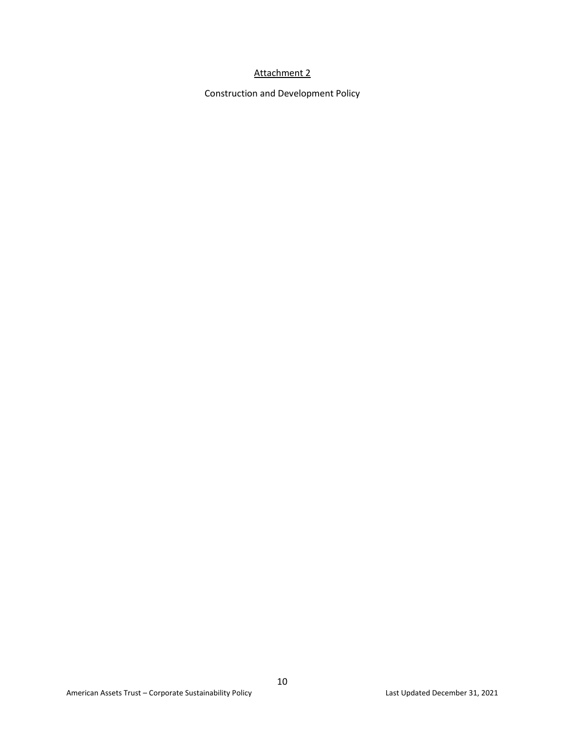<u>Attachment 2</u>

Construction and Development Policy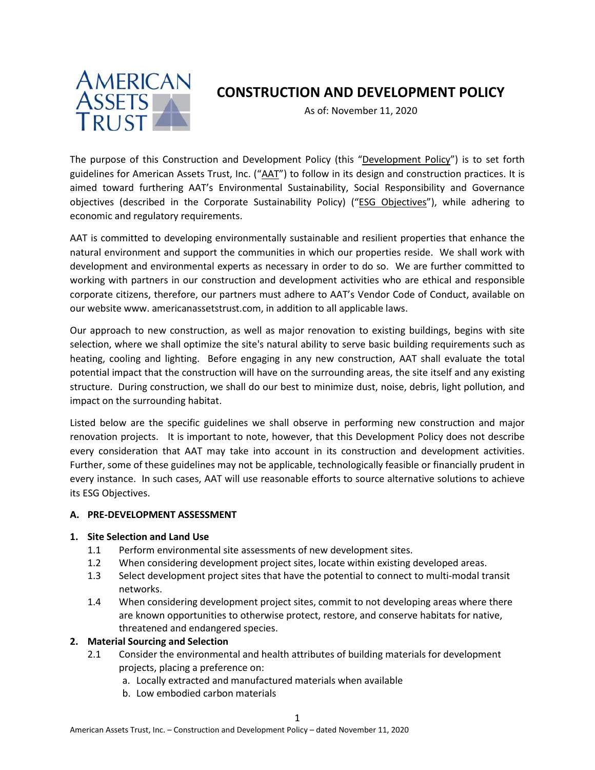# CONSTRUCTION AND DEVELOPMENT POLICY

As of: November 11, 2020

The purpose of this Construction and Development Policy (this "Development Policy") is to set forth guidelines for American Assets Trust, Inc. ("AAT") to follow in its design and construction practices. It is aimed toward furthering AAT's Environmental Sustainability, Social Responsibility and Governance objectives (described in the Corporate Sustainability Policy) ("ESG Objectives"), while adhering to economic and regulatory requirements.

AAT is committed to developing environmentally sustainable and resilient properties that enhance the natural environment and support the communities in which our properties reside. We shall work with development and environmental experts as necessary in order to do so. We are further committed to working with partners in our construction and development activities who are ethical and responsible corporate citizens, therefore, our partners must adhere to AAT's Vendor Code of Conduct, available on our website www. americanassetstrust.com, in addition to all applicable laws.

Our approach to new construction, as well as major renovation to existing buildings, begins with site selection, where we shall optimize the site's natural ability to serve basic building requirements such as heating, cooling and lighting. Before engaging in any new construction, AAT shall evaluate the total potential impact that the construction will have on the surrounding areas, the site itself and any existing structure. During construction, we shall do our best to minimize dust, noise, debris, light pollution, and impact on the surrounding habitat.

Listed below are the specific guidelines we shall observe in performing new construction and major renovation projects. It is important to note, however, that this Development Policy does not describe every consideration that AAT may take into account in its construction and development activities. Further, some of these guidelines may not be applicable, technologically feasible or financially prudent in every instance. In such cases, AAT will use reasonable efforts to source alternative solutions to achieve its ESG Objectives.

## A. PRE-DEVELOPMENT ASSESSMENT

### 1. Site Selection and Land Use

- 1.1 Perform environmental site assessments of new development sites.
- 1.2 When considering development project sites, locate within existing developed areas.
- 1.3 Select development project sites that have the potential to connect to multi-modal transit networks.
- 1.4 When considering development project sites, commit to not developing areas where there are known opportunities to otherwise protect, restore, and conserve habitats for native, threatened and endangered species.

### 2. Material Sourcing and Selection

- 2.1 Consider the environmental and health attributes of building materials for development projects, placing a preference on:
  - a. Locally extracted and manufactured materials when available
  - b. Low embodied carbon materials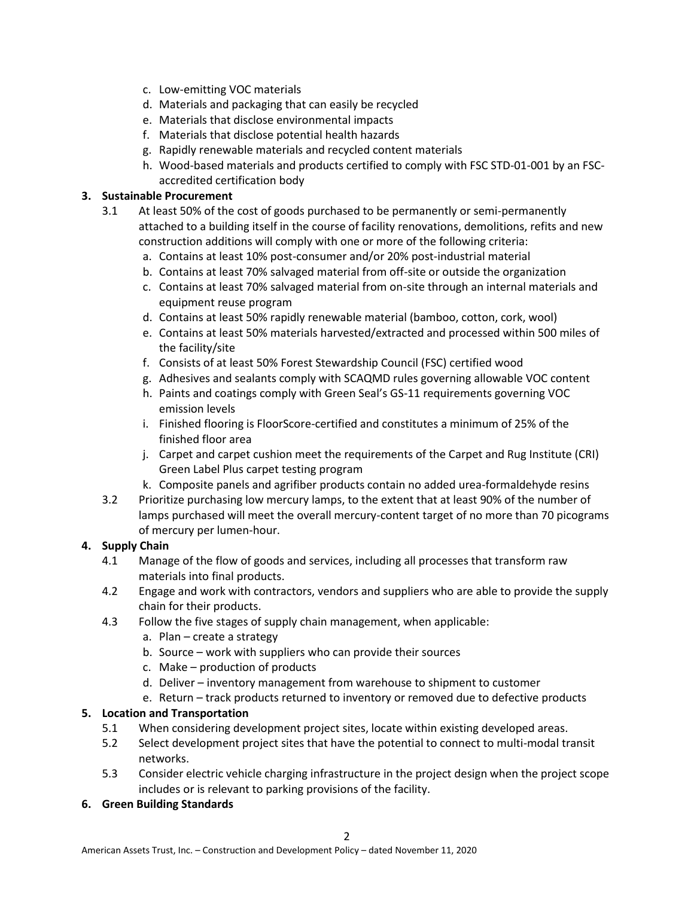c. Low-emitting VOC materials
d. Materials and packaging that can easily be recycled
e. Materials that disclose environmental impacts
f. Materials that disclose potential health hazards
g. Rapidly renewable materials and recycled content materials
h. Wood-based materials and products certified to comply with FSC STD-01-001 by an FSC-accredited certification body

**3. Sustainable Procurement**

3.1 At least 50% of the cost of goods purchased to be permanently or semi-permanently attached to a building itself in the course of facility renovations, demolitions, refits and new construction additions will comply with one or more of the following criteria:

a. Contains at least 10% post-consumer and/or 20% post-industrial material
b. Contains at least 70% salvaged material from off-site or outside the organization
c. Contains at least 70% salvaged material from on-site through an internal materials and equipment reuse program
d. Contains at least 50% rapidly renewable material (bamboo, cotton, cork, wool)
e. Contains at least 50% materials harvested/extracted and processed within 500 miles of the facility/site
f. Consists of at least 50% Forest Stewardship Council (FSC) certified wood
g. Adhesives and sealants comply with SCAQMD rules governing allowable VOC content
h. Paints and coatings comply with Green Seal's GS-11 requirements governing VOC emission levels
i. Finished flooring is FloorScore-certified and constitutes a minimum of 25% of the finished floor area
j. Carpet and carpet cushion meet the requirements of the Carpet and Rug Institute (CRI) Green Label Plus carpet testing program
k. Composite panels and agrifiber products contain no added urea-formaldehyde resins

3.2 Prioritize purchasing low mercury lamps, to the extent that at least 90% of the number of lamps purchased will meet the overall mercury-content target of no more than 70 picograms of mercury per lumen-hour.

**4. Supply Chain**

4.1 Manage of the flow of goods and services, including all processes that transform raw materials into final products.

4.2 Engage and work with contractors, vendors and suppliers who are able to provide the supply chain for their products.

4.3 Follow the five stages of supply chain management, when applicable:

a. Plan – create a strategy
b. Source – work with suppliers who can provide their sources
c. Make – production of products
d. Deliver – inventory management from warehouse to shipment to customer
e. Return – track products returned to inventory or removed due to defective products

**5. Location and Transportation**

5.1 When considering development project sites, locate within existing developed areas.

5.2 Select development project sites that have the potential to connect to multi-modal transit networks.

5.3 Consider electric vehicle charging infrastructure in the project design when the project scope includes or is relevant to parking provisions of the facility.

**6. Green Building Standards**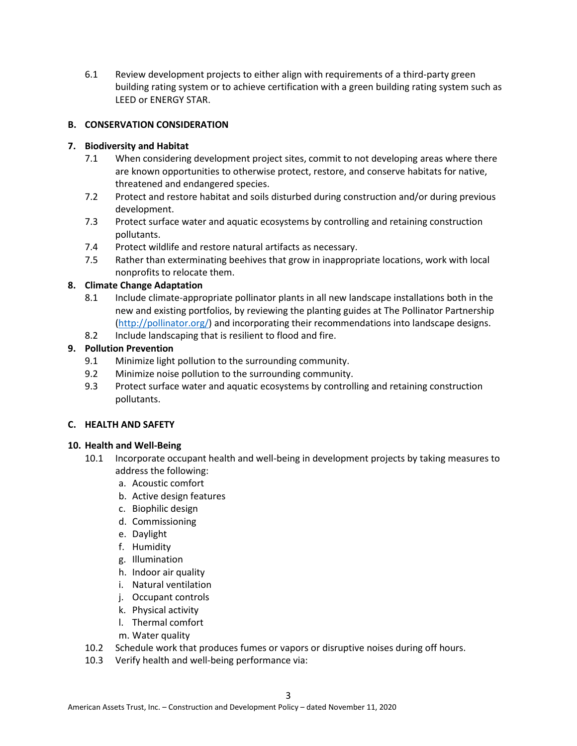6.1 Review development projects to either align with requirements of a third-party green building rating system or to achieve certification with a green building rating system such as LEED or ENERGY STAR.

## B. CONSERVATION CONSIDERATION

### 7. Biodiversity and Habitat

7.1 When considering development project sites, commit to not developing areas where there are known opportunities to otherwise protect, restore, and conserve habitats for native, threatened and endangered species.

7.2 Protect and restore habitat and soils disturbed during construction and/or during previous development.

7.3 Protect surface water and aquatic ecosystems by controlling and retaining construction pollutants.

7.4 Protect wildlife and restore natural artifacts as necessary.

7.5 Rather than exterminating beehives that grow in inappropriate locations, work with local nonprofits to relocate them.

### 8. Climate Change Adaptation

8.1 Include climate-appropriate pollinator plants in all new landscape installations both in the new and existing portfolios, by reviewing the planting guides at The Pollinator Partnership ([http://pollinator.org/](http://pollinator.org/)) and incorporating their recommendations into landscape designs.

8.2 Include landscaping that is resilient to flood and fire.

### 9. Pollution Prevention

9.1 Minimize light pollution to the surrounding community.

9.2 Minimize noise pollution to the surrounding community.

9.3 Protect surface water and aquatic ecosystems by controlling and retaining construction pollutants.

## C. HEALTH AND SAFETY

### 10. Health and Well-Being

10.1 Incorporate occupant health and well-being in development projects by taking measures to address the following:

a. Acoustic comfort
b. Active design features
c. Biophilic design
d. Commissioning
e. Daylight
f. Humidity
g. Illumination
h. Indoor air quality
i. Natural ventilation
j. Occupant controls
k. Physical activity
l. Thermal comfort
m. Water quality

10.2 Schedule work that produces fumes or vapors or disruptive noises during off hours.

10.3 Verify health and well-being performance via: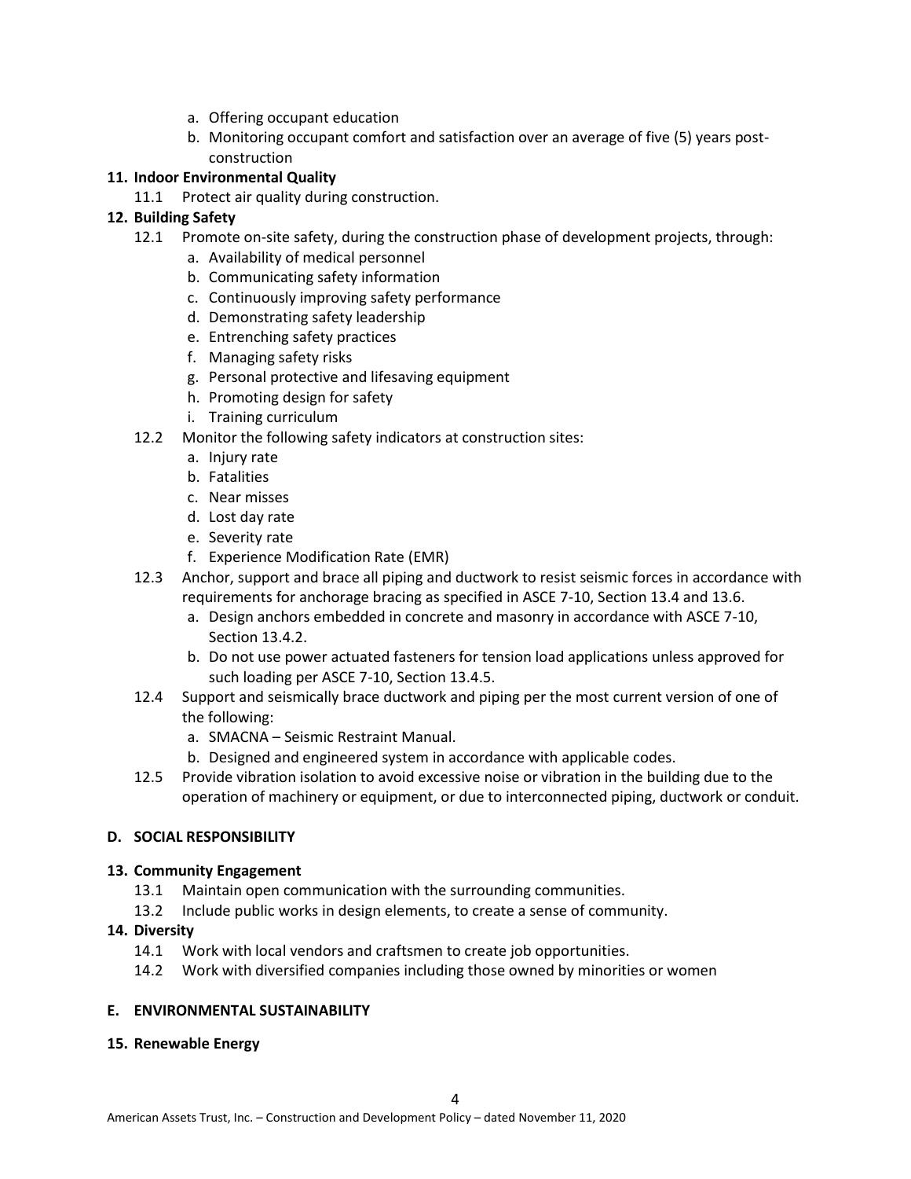a. Offering occupant education
   b. Monitoring occupant comfort and satisfaction over an average of five (5) years post-construction

**11. Indoor Environmental Quality**

11.1 Protect air quality during construction.

**12. Building Safety**

12.1 Promote on-site safety, during the construction phase of development projects, through:
   a. Availability of medical personnel
   b. Communicating safety information
   c. Continuously improving safety performance
   d. Demonstrating safety leadership
   e. Entrenching safety practices
   f. Managing safety risks
   g. Personal protective and lifesaving equipment
   h. Promoting design for safety
   i. Training curriculum

12.2 Monitor the following safety indicators at construction sites:
   a. Injury rate
   b. Fatalities
   c. Near misses
   d. Lost day rate
   e. Severity rate
   f. Experience Modification Rate (EMR)

12.3 Anchor, support and brace all piping and ductwork to resist seismic forces in accordance with requirements for anchorage bracing as specified in ASCE 7-10, Section 13.4 and 13.6.
   a. Design anchors embedded in concrete and masonry in accordance with ASCE 7-10, Section 13.4.2.
   b. Do not use power actuated fasteners for tension load applications unless approved for such loading per ASCE 7-10, Section 13.4.5.

12.4 Support and seismically brace ductwork and piping per the most current version of one of the following:
   a. SMACNA – Seismic Restraint Manual.
   b. Designed and engineered system in accordance with applicable codes.

12.5 Provide vibration isolation to avoid excessive noise or vibration in the building due to the operation of machinery or equipment, or due to interconnected piping, ductwork or conduit.

**D. SOCIAL RESPONSIBILITY**

**13. Community Engagement**

13.1 Maintain open communication with the surrounding communities.

13.2 Include public works in design elements, to create a sense of community.

**14. Diversity**

14.1 Work with local vendors and craftsmen to create job opportunities.

14.2 Work with diversified companies including those owned by minorities or women

**E. ENVIRONMENTAL SUSTAINABILITY**

**15. Renewable Energy**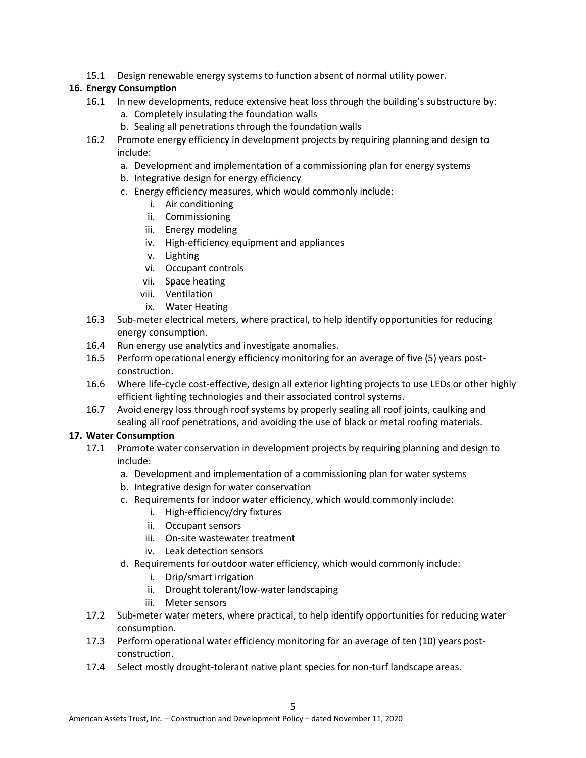15.1 Design renewable energy systems to function absent of normal utility power.

**16. Energy Consumption**

16.1 In new developments, reduce extensive heat loss through the building's substructure by:

   a. Completely insulating the foundation walls
   b. Sealing all penetrations through the foundation walls

16.2 Promote energy efficiency in development projects by requiring planning and design to include:

   a. Development and implementation of a commissioning plan for energy systems
   b. Integrative design for energy efficiency
   c. Energy efficiency measures, which would commonly include:
      i. Air conditioning
      ii. Commissioning
      iii. Energy modeling
      iv. High-efficiency equipment and appliances
      v. Lighting
      vi. Occupant controls
      vii. Space heating
      viii. Ventilation
      ix. Water Heating

16.3 Sub-meter electrical meters, where practical, to help identify opportunities for reducing energy consumption.

16.4 Run energy use analytics and investigate anomalies.

16.5 Perform operational energy efficiency monitoring for an average of five (5) years post-construction.

16.6 Where life-cycle cost-effective, design all exterior lighting projects to use LEDs or other highly efficient lighting technologies and their associated control systems.

16.7 Avoid energy loss through roof systems by properly sealing all roof joints, caulking and sealing all roof penetrations, and avoiding the use of black or metal roofing materials.

**17. Water Consumption**

17.1 Promote water conservation in development projects by requiring planning and design to include:

   a. Development and implementation of a commissioning plan for water systems
   b. Integrative design for water conservation
   c. Requirements for indoor water efficiency, which would commonly include:
      i. High-efficiency/dry fixtures
      ii. Occupant sensors
      iii. On-site wastewater treatment
      iv. Leak detection sensors
   d. Requirements for outdoor water efficiency, which would commonly include:
      i. Drip/smart irrigation
      ii. Drought tolerant/low-water landscaping
      iii. Meter sensors

17.2 Sub-meter water meters, where practical, to help identify opportunities for reducing water consumption.

17.3 Perform operational water efficiency monitoring for an average of ten (10) years post-construction.

17.4 Select mostly drought-tolerant native plant species for non-turf landscape areas.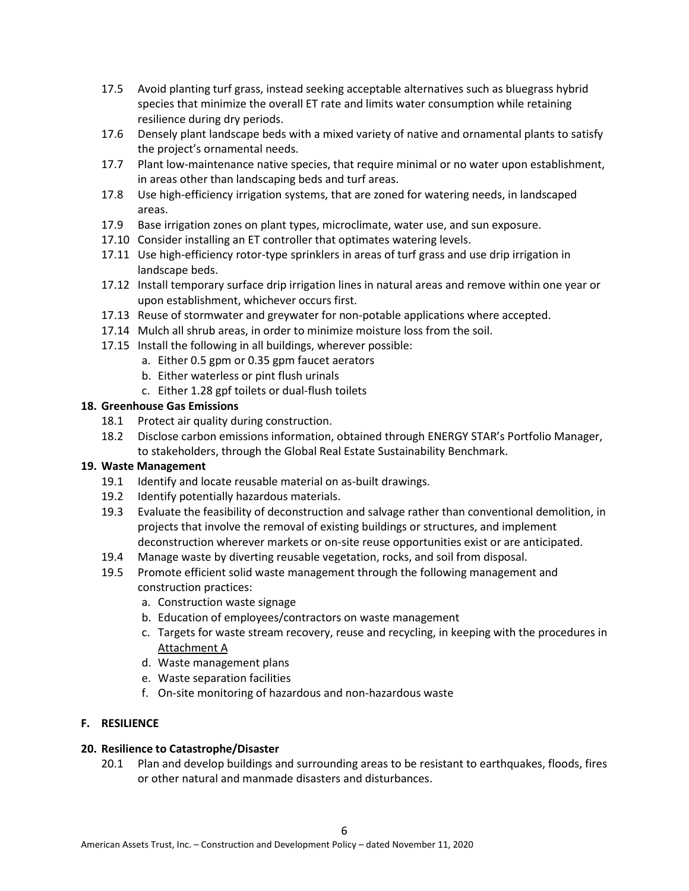17.5 Avoid planting turf grass, instead seeking acceptable alternatives such as bluegrass hybrid species that minimize the overall ET rate and limits water consumption while retaining resilience during dry periods.

17.6 Densely plant landscape beds with a mixed variety of native and ornamental plants to satisfy the project's ornamental needs.

17.7 Plant low-maintenance native species, that require minimal or no water upon establishment, in areas other than landscaping beds and turf areas.

17.8 Use high-efficiency irrigation systems, that are zoned for watering needs, in landscaped areas.

17.9 Base irrigation zones on plant types, microclimate, water use, and sun exposure.

17.10 Consider installing an ET controller that optimates watering levels.

17.11 Use high-efficiency rotor-type sprinklers in areas of turf grass and use drip irrigation in landscape beds.

17.12 Install temporary surface drip irrigation lines in natural areas and remove within one year or upon establishment, whichever occurs first.

17.13 Reuse of stormwater and greywater for non-potable applications where accepted.

17.14 Mulch all shrub areas, in order to minimize moisture loss from the soil.

17.15 Install the following in all buildings, wherever possible:

- a. Either 0.5 gpm or 0.35 gpm faucet aerators
- b. Either waterless or pint flush urinals
- c. Either 1.28 gpf toilets or dual-flush toilets

**18. Greenhouse Gas Emissions**

18.1 Protect air quality during construction.

18.2 Disclose carbon emissions information, obtained through ENERGY STAR's Portfolio Manager, to stakeholders, through the Global Real Estate Sustainability Benchmark.

**19. Waste Management**

19.1 Identify and locate reusable material on as-built drawings.

19.2 Identify potentially hazardous materials.

19.3 Evaluate the feasibility of deconstruction and salvage rather than conventional demolition, in projects that involve the removal of existing buildings or structures, and implement deconstruction wherever markets or on-site reuse opportunities exist or are anticipated.

19.4 Manage waste by diverting reusable vegetation, rocks, and soil from disposal.

19.5 Promote efficient solid waste management through the following management and construction practices:

- a. Construction waste signage
- b. Education of employees/contractors on waste management
- c. Targets for waste stream recovery, reuse and recycling, in keeping with the procedures in Attachment A
- d. Waste management plans
- e. Waste separation facilities
- f. On-site monitoring of hazardous and non-hazardous waste

## F. RESILIENCE

**20. Resilience to Catastrophe/Disaster**

20.1 Plan and develop buildings and surrounding areas to be resistant to earthquakes, floods, fires or other natural and manmade disasters and disturbances.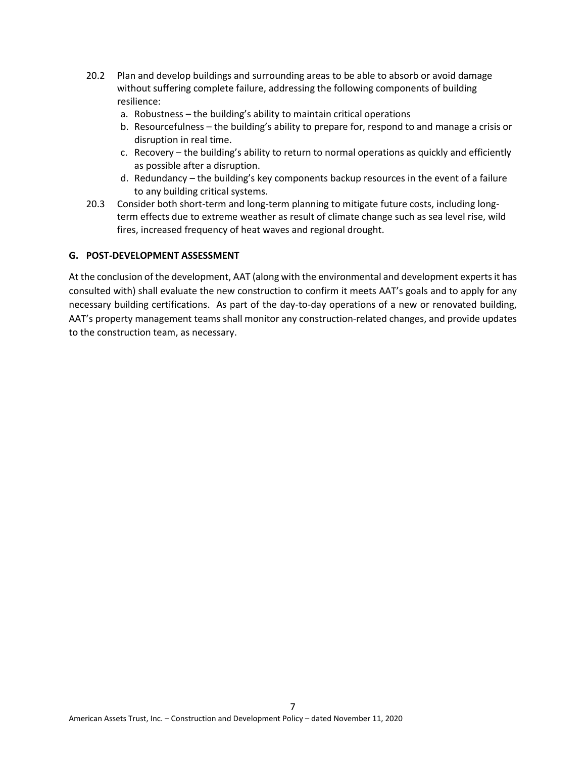20.2 Plan and develop buildings and surrounding areas to be able to absorb or avoid damage without suffering complete failure, addressing the following components of building resilience:

   a. Robustness – the building's ability to maintain critical operations
   b. Resourcefulness – the building's ability to prepare for, respond to and manage a crisis or disruption in real time.
   c. Recovery – the building's ability to return to normal operations as quickly and efficiently as possible after a disruption.
   d. Redundancy – the building's key components backup resources in the event of a failure to any building critical systems.

20.3 Consider both short-term and long-term planning to mitigate future costs, including long-term effects due to extreme weather as result of climate change such as sea level rise, wild fires, increased frequency of heat waves and regional drought.

**G. POST-DEVELOPMENT ASSESSMENT**

At the conclusion of the development, AAT (along with the environmental and development experts it has consulted with) shall evaluate the new construction to confirm it meets AAT's goals and to apply for any necessary building certifications. As part of the day-to-day operations of a new or renovated building, AAT's property management teams shall monitor any construction-related changes, and provide updates to the construction team, as necessary.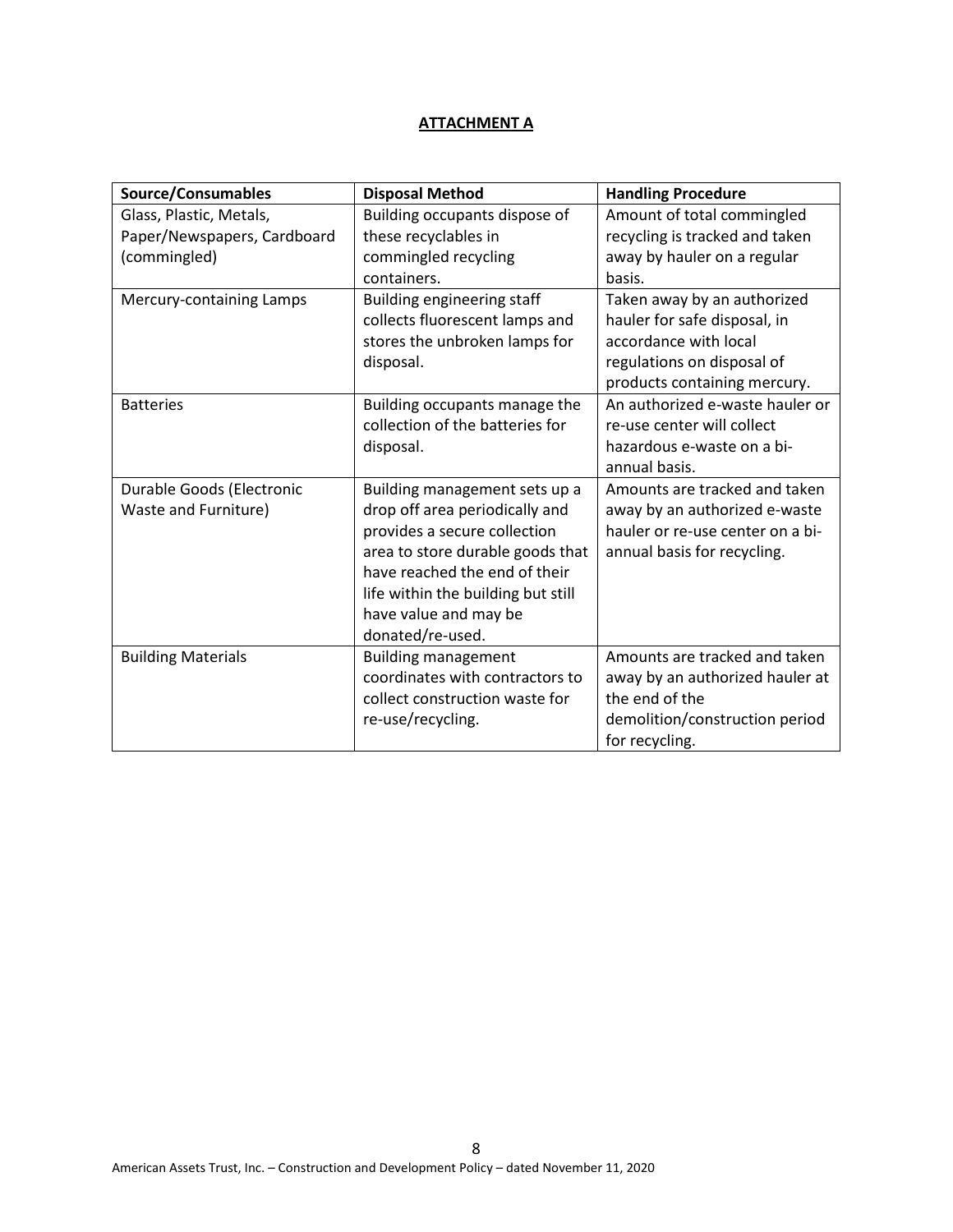## ATTACHMENT A

| Source/Consumables | Disposal Method | Handling Procedure |
|---|---|---|
| Glass, Plastic, Metals, Paper/Newspapers, Cardboard (commingled) | Building occupants dispose of these recyclables in commingled recycling containers. | Amount of total commingled recycling is tracked and taken away by hauler on a regular basis. |
| Mercury-containing Lamps | Building engineering staff collects fluorescent lamps and stores the unbroken lamps for disposal. | Taken away by an authorized hauler for safe disposal, in accordance with local regulations on disposal of products containing mercury. |
| Batteries | Building occupants manage the collection of the batteries for disposal. | An authorized e-waste hauler or re-use center will collect hazardous e-waste on a bi-annual basis. |
| Durable Goods (Electronic Waste and Furniture) | Building management sets up a drop off area periodically and provides a secure collection area to store durable goods that have reached the end of their life within the building but still have value and may be donated/re-used. | Amounts are tracked and taken away by an authorized e-waste hauler or re-use center on a bi-annual basis for recycling. |
| Building Materials | Building management coordinates with contractors to collect construction waste for re-use/recycling. | Amounts are tracked and taken away by an authorized hauler at the end of the demolition/construction period for recycling. |